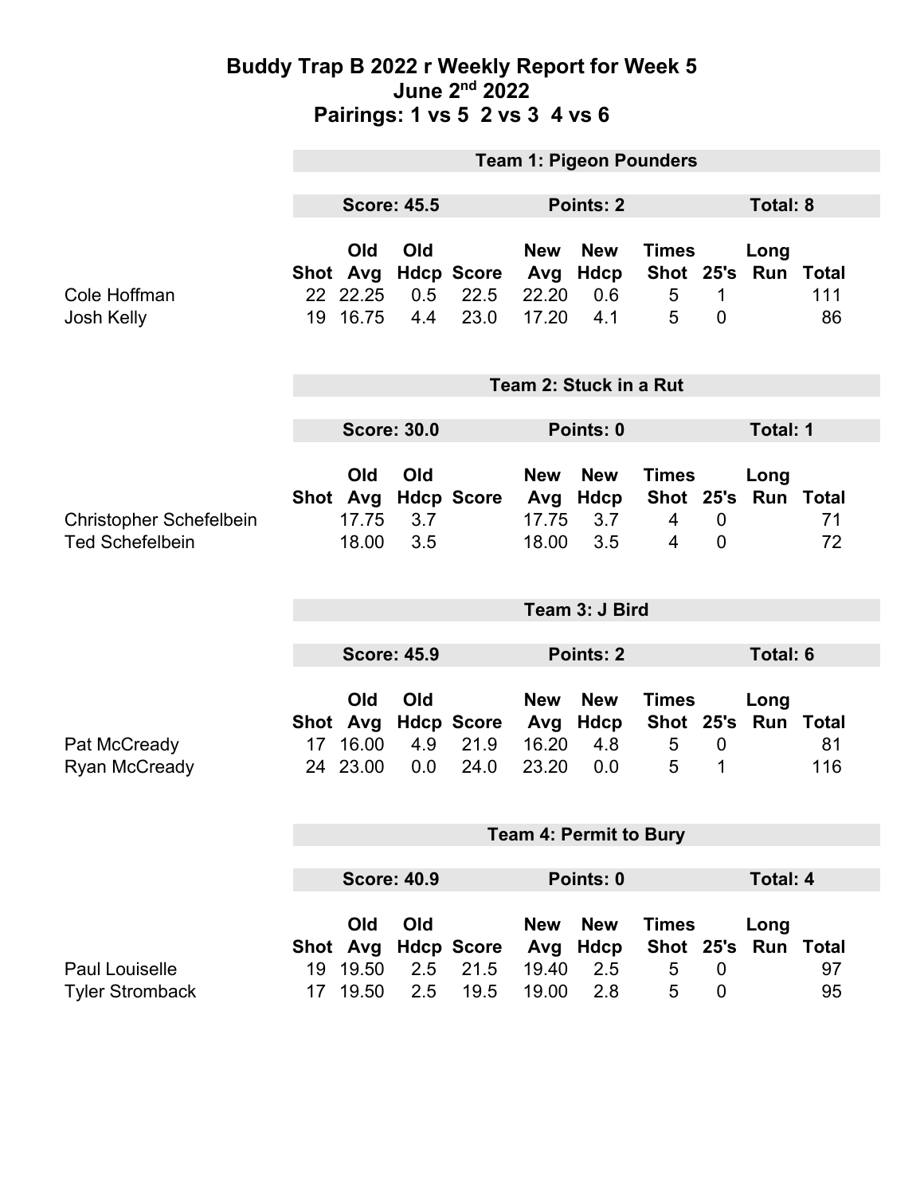# Buddy Trap B 2022 r Weekly Report for Week 5

## June 2nd 2022

## Pairings: 1 vs 5 2 vs 3 4 vs 6

### Team 1: Pigeon Pounders

**Score: 45.5** | **Points: 2** | **Total: 8**

| | Shot | Old Avg | Old Hdcp | Score | New Avg | New Hdcp | Times Shot | 25's | Long Run | Total |
|---|---|---|---|---|---|---|---|---|---|---|
| Cole Hoffman | 22 | 22.25 | 0.5 | 22.5 | 22.20 | 0.6 | 5 | 1 | | 111 |
| Josh Kelly | 19 | 16.75 | 4.4 | 23.0 | 17.20 | 4.1 | 5 | 0 | | 86 |

### Team 2: Stuck in a Rut

**Score: 30.0** | **Points: 0** | **Total: 1**

| | Shot | Old Avg | Old Hdcp | Score | New Avg | New Hdcp | Times Shot | 25's | Long Run | Total |
|---|---|---|---|---|---|---|---|---|---|---|
| Christopher Schefelbein | | 17.75 | 3.7 | | 17.75 | 3.7 | 4 | 0 | | 71 |
| Ted Schefelbein | | 18.00 | 3.5 | | 18.00 | 3.5 | 4 | 0 | | 72 |

### Team 3: J Bird

**Score: 45.9** | **Points: 2** | **Total: 6**

| | Shot | Old Avg | Old Hdcp | Score | New Avg | New Hdcp | Times Shot | 25's | Long Run | Total |
|---|---|---|---|---|---|---|---|---|---|---|
| Pat McCready | 17 | 16.00 | 4.9 | 21.9 | 16.20 | 4.8 | 5 | 0 | | 81 |
| Ryan McCready | 24 | 23.00 | 0.0 | 24.0 | 23.20 | 0.0 | 5 | 1 | | 116 |

### Team 4: Permit to Bury

**Score: 40.9** | **Points: 0** | **Total: 4**

| | Shot | Old Avg | Old Hdcp | Score | New Avg | New Hdcp | Times Shot | 25's | Long Run | Total |
|---|---|---|---|---|---|---|---|---|---|---|
| Paul Louiselle | 19 | 19.50 | 2.5 | 21.5 | 19.40 | 2.5 | 5 | 0 | | 97 |
| Tyler Stromback | 17 | 19.50 | 2.5 | 19.5 | 19.00 | 2.8 | 5 | 0 | | 95 |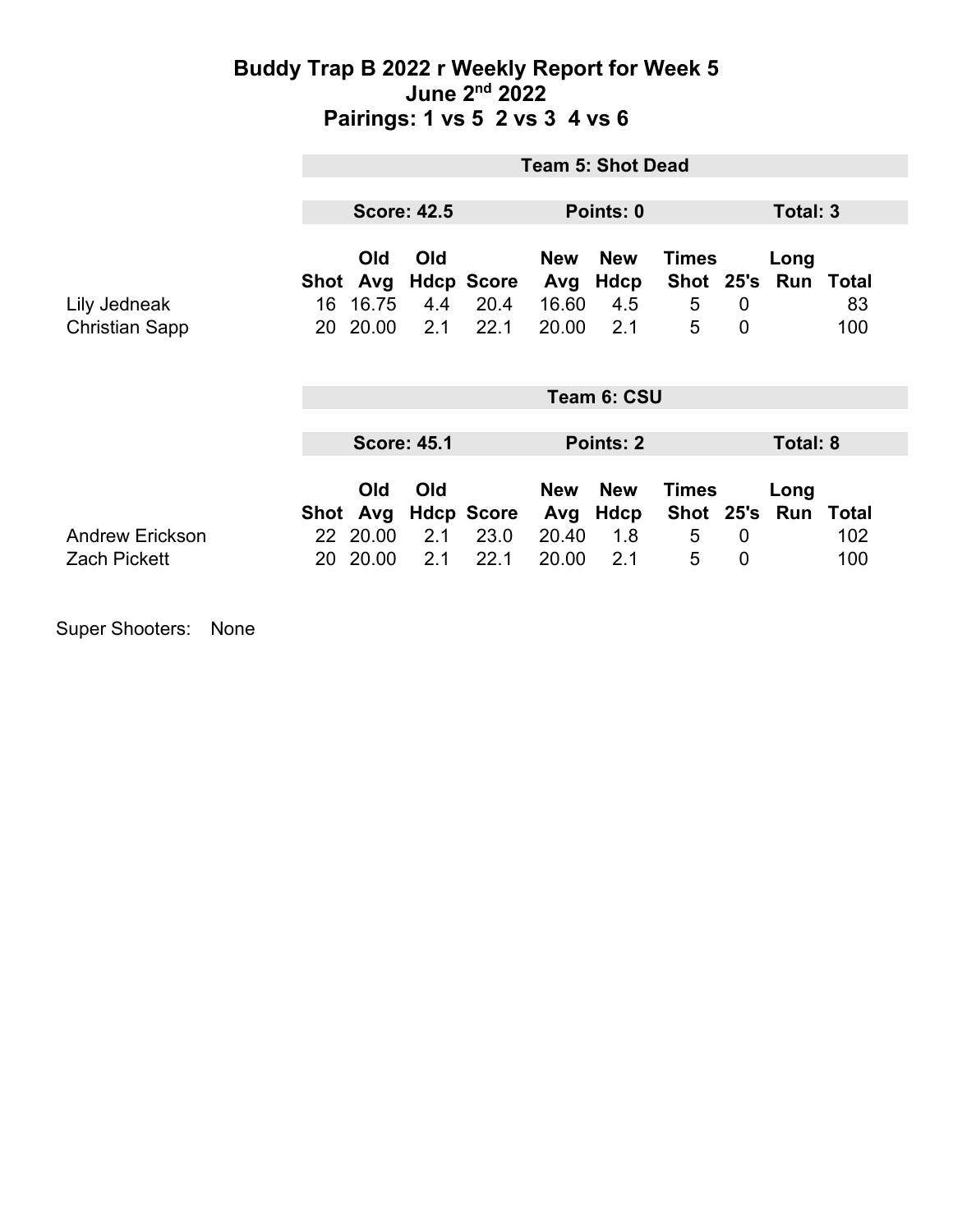# Buddy Trap B 2022 r Weekly Report for Week 5
## June 2nd 2022
## Pairings: 1 vs 5  2 vs 3  4 vs 6

### Team 5: Shot Dead

**Score: 42.5** | **Points: 0** | **Total: 3**

| | Shot | Old Avg | Old Hdcp | Score | New Avg | New Hdcp | Times Shot | 25's | Long Run | Total |
|---|---|---|---|---|---|---|---|---|---|---|
| Lily Jedneak | 16 | 16.75 | 4.4 | 20.4 | 16.60 | 4.5 | 5 | 0 | | 83 |
| Christian Sapp | 20 | 20.00 | 2.1 | 22.1 | 20.00 | 2.1 | 5 | 0 | | 100 |

### Team 6: CSU

**Score: 45.1** | **Points: 2** | **Total: 8**

| | Shot | Old Avg | Old Hdcp | Score | New Avg | New Hdcp | Times Shot | 25's | Long Run | Total |
|---|---|---|---|---|---|---|---|---|---|---|
| Andrew Erickson | 22 | 20.00 | 2.1 | 23.0 | 20.40 | 1.8 | 5 | 0 | | 102 |
| Zach Pickett | 20 | 20.00 | 2.1 | 22.1 | 20.00 | 2.1 | 5 | 0 | | 100 |

Super Shooters: None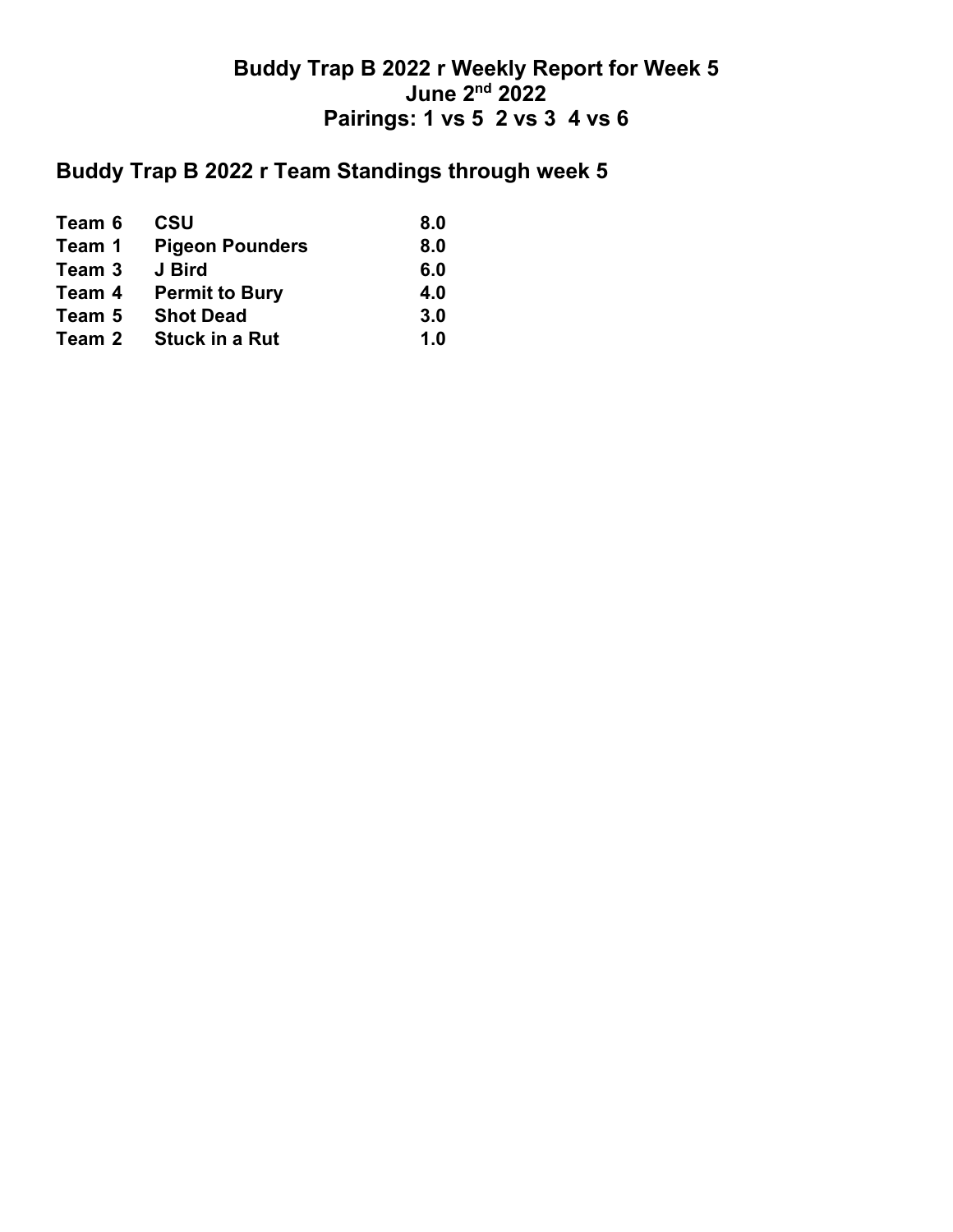# Buddy Trap B 2022 r Weekly Report for Week 5
# June 2nd 2022
# Pairings: 1 vs 5  2 vs 3  4 vs 6

## Buddy Trap B 2022 r Team Standings through week 5

| | | |
|---|---|---|
| **Team 6** | **CSU** | **8.0** |
| **Team 1** | **Pigeon Pounders** | **8.0** |
| **Team 3** | **J Bird** | **6.0** |
| **Team 4** | **Permit to Bury** | **4.0** |
| **Team 5** | **Shot Dead** | **3.0** |
| **Team 2** | **Stuck in a Rut** | **1.0** |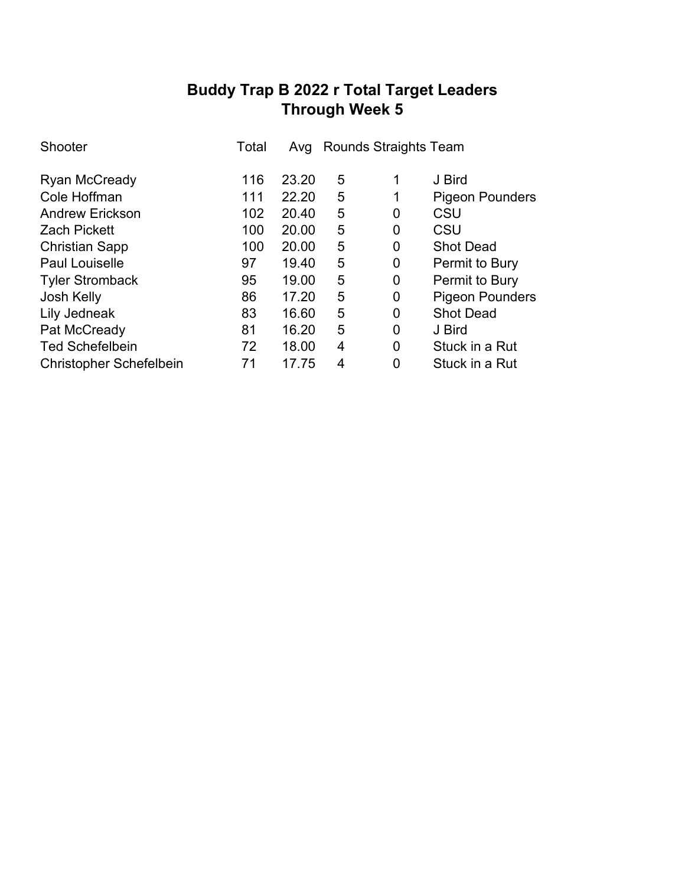# Buddy Trap B 2022 r Total Target Leaders
## Through Week 5

| Shooter | Total | Avg | Rounds | Straights | Team |
|---|---|---|---|---|---|
| Ryan McCready | 116 | 23.20 | 5 | 1 | J Bird |
| Cole Hoffman | 111 | 22.20 | 5 | 1 | Pigeon Pounders |
| Andrew Erickson | 102 | 20.40 | 5 | 0 | CSU |
| Zach Pickett | 100 | 20.00 | 5 | 0 | CSU |
| Christian Sapp | 100 | 20.00 | 5 | 0 | Shot Dead |
| Paul Louiselle | 97 | 19.40 | 5 | 0 | Permit to Bury |
| Tyler Stromback | 95 | 19.00 | 5 | 0 | Permit to Bury |
| Josh Kelly | 86 | 17.20 | 5 | 0 | Pigeon Pounders |
| Lily Jedneak | 83 | 16.60 | 5 | 0 | Shot Dead |
| Pat McCready | 81 | 16.20 | 5 | 0 | J Bird |
| Ted Schefelbein | 72 | 18.00 | 4 | 0 | Stuck in a Rut |
| Christopher Schefelbein | 71 | 17.75 | 4 | 0 | Stuck in a Rut |